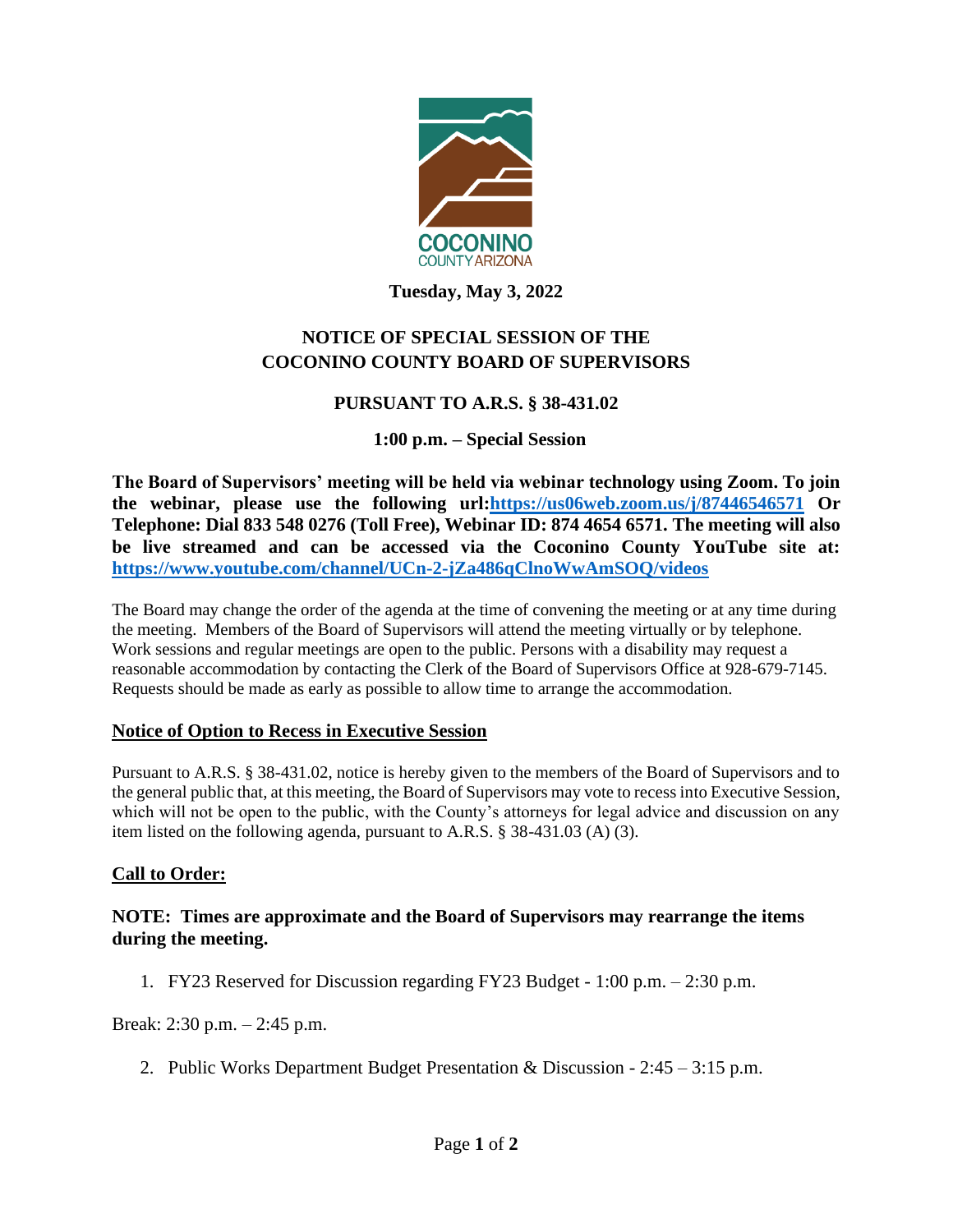**Tuesday, May 3, 2022**

## NOTICE OF SPECIAL SESSION OF THE COCONINO COUNTY BOARD OF SUPERVISORS

### PURSUANT TO A.R.S. § 38-431.02

### 1:00 p.m. – Special Session

**The Board of Supervisors' meeting will be held via webinar technology using Zoom. To join the webinar, please use the following url:https://us06web.zoom.us/j/87446546571 Or Telephone: Dial 833 548 0276 (Toll Free), Webinar ID: 874 4654 6571. The meeting will also be live streamed and can be accessed via the Coconino County YouTube site at: https://www.youtube.com/channel/UCn-2-jZa486qClnoWwAmSOQ/videos**

The Board may change the order of the agenda at the time of convening the meeting or at any time during the meeting. Members of the Board of Supervisors will attend the meeting virtually or by telephone. Work sessions and regular meetings are open to the public. Persons with a disability may request a reasonable accommodation by contacting the Clerk of the Board of Supervisors Office at 928-679-7145. Requests should be made as early as possible to allow time to arrange the accommodation.

**Notice of Option to Recess in Executive Session**

Pursuant to A.R.S. § 38-431.02, notice is hereby given to the members of the Board of Supervisors and to the general public that, at this meeting, the Board of Supervisors may vote to recess into Executive Session, which will not be open to the public, with the County's attorneys for legal advice and discussion on any item listed on the following agenda, pursuant to A.R.S. § 38-431.03 (A) (3).

**Call to Order:**

**NOTE: Times are approximate and the Board of Supervisors may rearrange the items during the meeting.**

1. FY23 Reserved for Discussion regarding FY23 Budget - 1:00 p.m. – 2:30 p.m.

Break: 2:30 p.m. – 2:45 p.m.

2. Public Works Department Budget Presentation & Discussion - 2:45 – 3:15 p.m.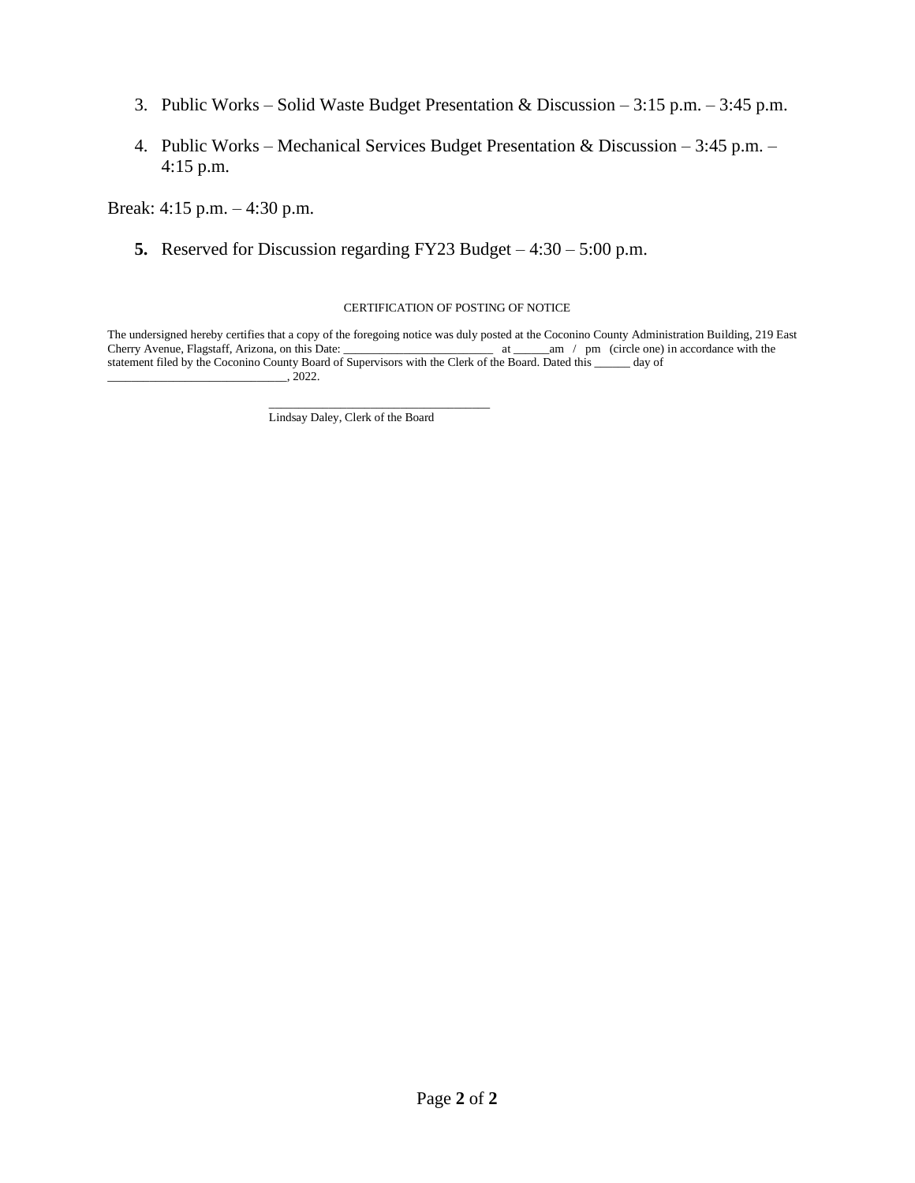3. Public Works – Solid Waste Budget Presentation & Discussion – 3:15 p.m. – 3:45 p.m.

4. Public Works – Mechanical Services Budget Presentation & Discussion – 3:45 p.m. – 4:15 p.m.

Break: 4:15 p.m. – 4:30 p.m.

5. **5.** Reserved for Discussion regarding FY23 Budget – 4:30 – 5:00 p.m.

CERTIFICATION OF POSTING OF NOTICE

The undersigned hereby certifies that a copy of the foregoing notice was duly posted at the Coconino County Administration Building, 219 East Cherry Avenue, Flagstaff, Arizona, on this Date: _________________________ at ______am / pm (circle one) in accordance with the statement filed by the Coconino County Board of Supervisors with the Clerk of the Board. Dated this ______ day of _____________________________, 2022.

___________________________________
Lindsay Daley, Clerk of the Board